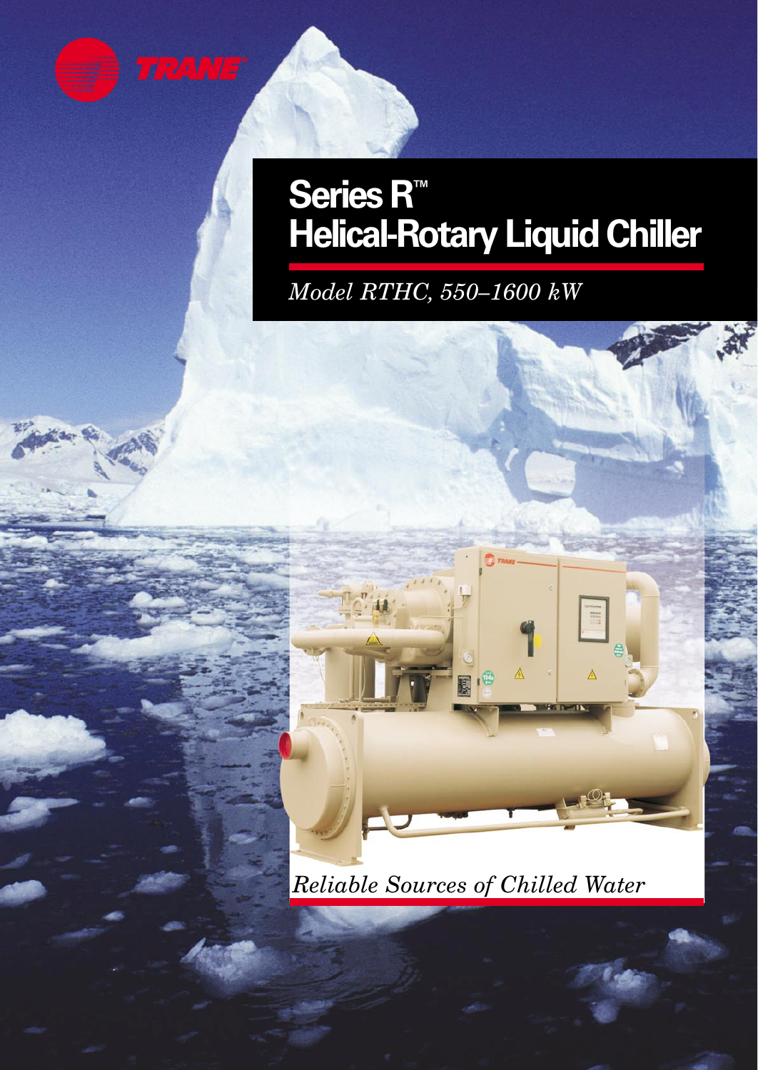TRANE

# Series R™ Helical-Rotary Liquid Chiller

*Model RTHC, 550–1600 kW*

*Reliable Sources of Chilled Water*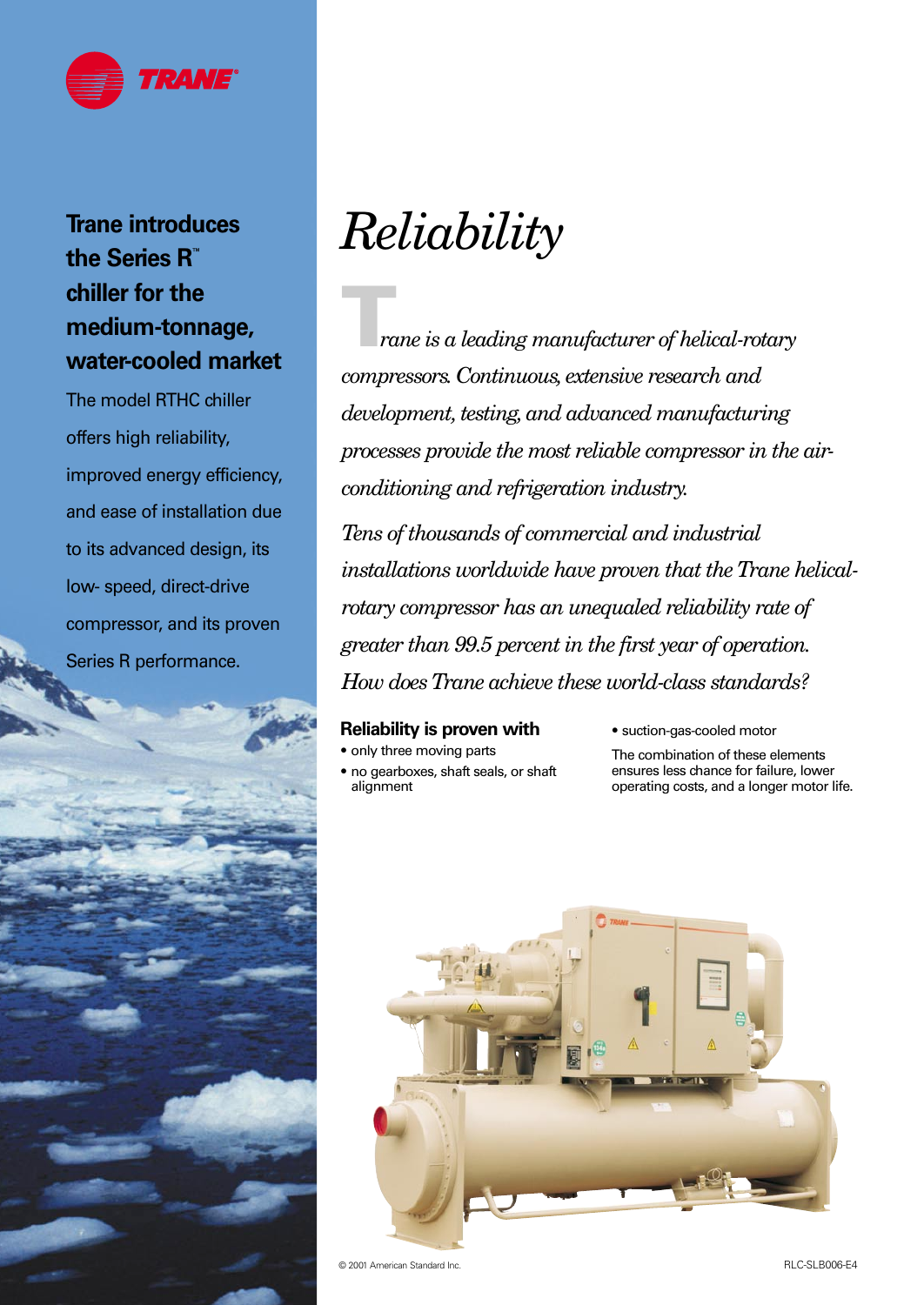TRANE

## Trane introduces the Series R™ chiller for the medium-tonnage, water-cooled market

The model RTHC chiller offers high reliability, improved energy efficiency, and ease of installation due to its advanced design, its low- speed, direct-drive compressor, and its proven Series R performance.

# *Reliability*

*Trane is a leading manufacturer of helical-rotary compressors. Continuous, extensive research and development, testing, and advanced manufacturing processes provide the most reliable compressor in the air-conditioning and refrigeration industry.*

*Tens of thousands of commercial and industrial installations worldwide have proven that the Trane helical-rotary compressor has an unequaled reliability rate of greater than 99.5 percent in the first year of operation. How does Trane achieve these world-class standards?*

**Reliability is proven with**

- only three moving parts
- no gearboxes, shaft seals, or shaft alignment
- suction-gas-cooled motor

The combination of these elements ensures less chance for failure, lower operating costs, and a longer motor life.

© 2001 American Standard Inc.

RLC-SLB006-E4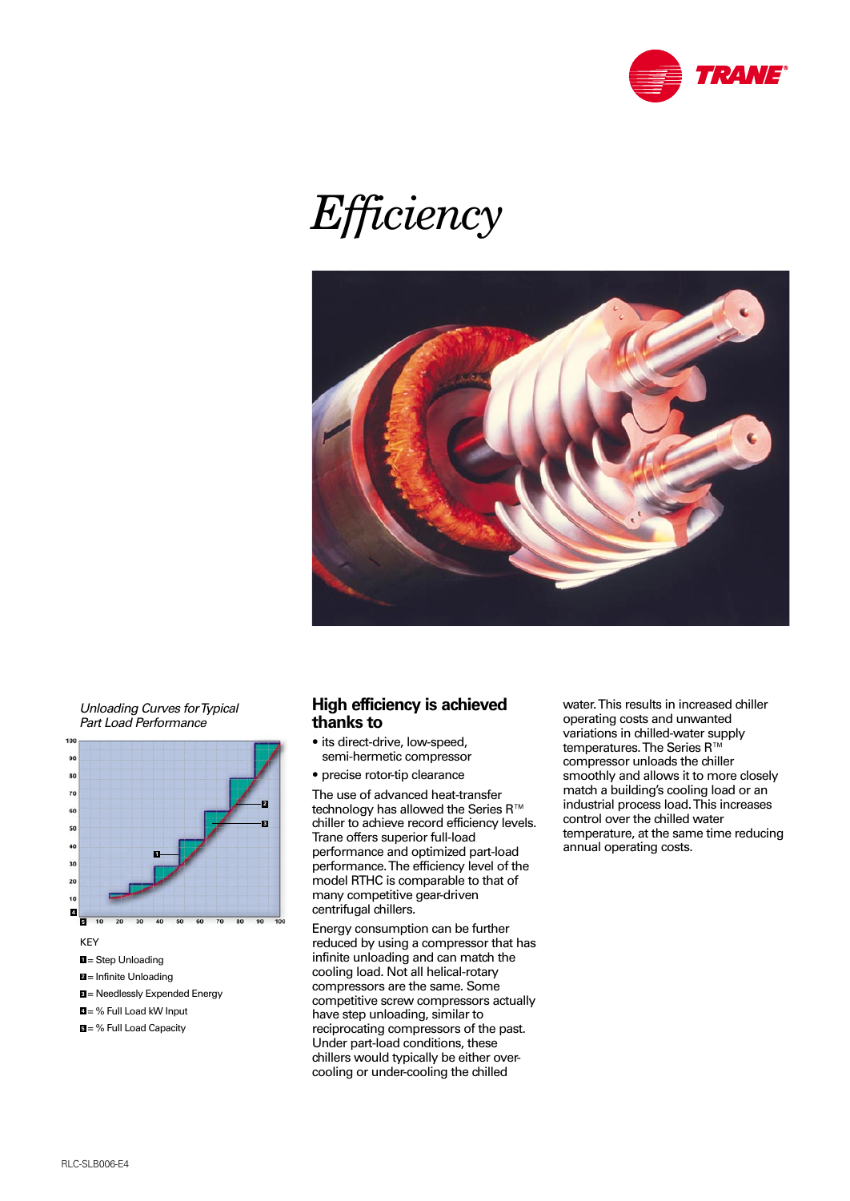# Efficiency

*Unloading Curves for Typical Part Load Performance*

KEY

1 = Step Unloading

2 = Infinite Unloading

3 = Needlessly Expended Energy

4 = % Full Load kW Input

5 = % Full Load Capacity

## High efficiency is achieved thanks to

- its direct-drive, low-speed, semi-hermetic compressor
- precise rotor-tip clearance

The use of advanced heat-transfer technology has allowed the Series R™ chiller to achieve record efficiency levels. Trane offers superior full-load performance and optimized part-load performance. The efficiency level of the model RTHC is comparable to that of many competitive gear-driven centrifugal chillers.

Energy consumption can be further reduced by using a compressor that has infinite unloading and can match the cooling load. Not all helical-rotary compressors are the same. Some competitive screw compressors actually have step unloading, similar to reciprocating compressors of the past. Under part-load conditions, these chillers would typically be either over-cooling or under-cooling the chilled water. This results in increased chiller operating costs and unwanted variations in chilled-water supply temperatures. The Series R™ compressor unloads the chiller smoothly and allows it to more closely match a building's cooling load or an industrial process load. This increases control over the chilled water temperature, at the same time reducing annual operating costs.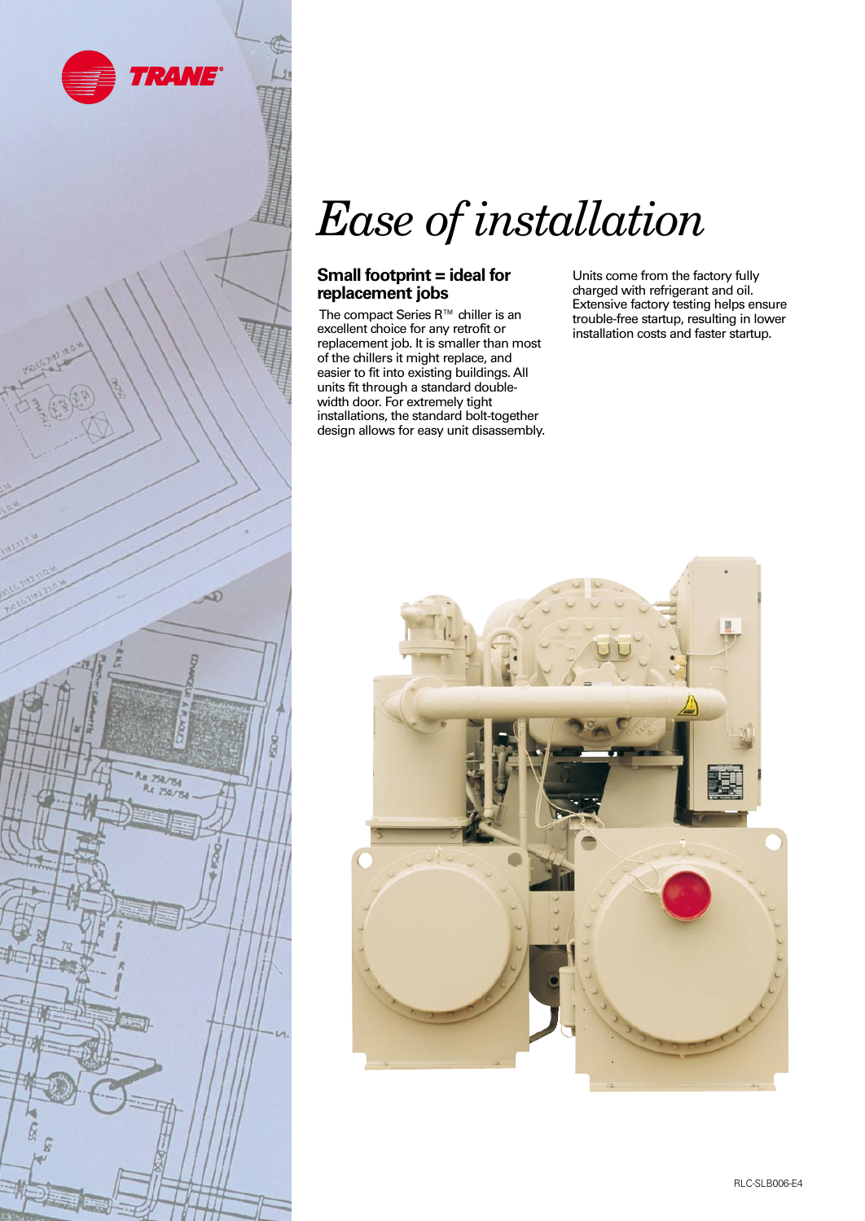# *Ease of installation*

## Small footprint = ideal for replacement jobs

The compact Series R™ chiller is an excellent choice for any retrofit or replacement job. It is smaller than most of the chillers it might replace, and easier to fit into existing buildings. All units fit through a standard double-width door. For extremely tight installations, the standard bolt-together design allows for easy unit disassembly.

Units come from the factory fully charged with refrigerant and oil. Extensive factory testing helps ensure trouble-free startup, resulting in lower installation costs and faster startup.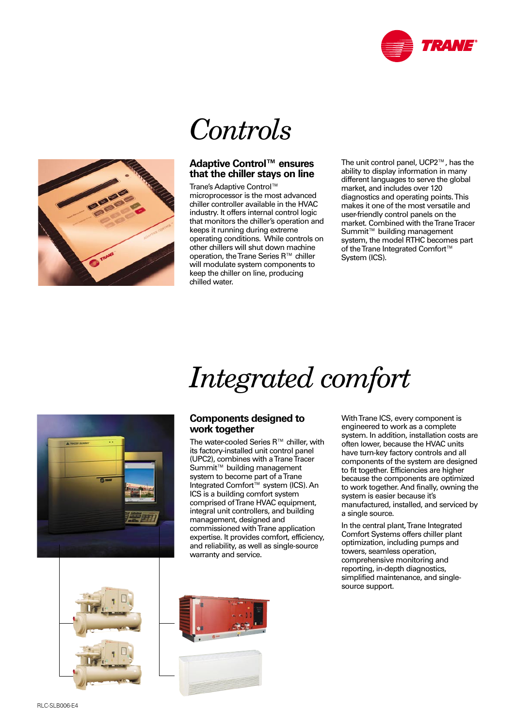# Controls

## Adaptive Control™ ensures that the chiller stays on line

Trane's Adaptive Control™ microprocessor is the most advanced chiller controller available in the HVAC industry. It offers internal control logic that monitors the chiller's operation and keeps it running during extreme operating conditions. While controls on other chillers will shut down machine operation, the Trane Series R™ chiller will modulate system components to keep the chiller on line, producing chilled water.

The unit control panel, UCP2™, has the ability to display information in many different languages to serve the global market, and includes over 120 diagnostics and operating points. This makes it one of the most versatile and user-friendly control panels on the market. Combined with the Trane Tracer Summit™ building management system, the model RTHC becomes part of the Trane Integrated Comfort™ System (ICS).

# Integrated comfort

## Components designed to work together

The water-cooled Series R™ chiller, with its factory-installed unit control panel (UPC2), combines with a Trane Tracer Summit™ building management system to become part of a Trane Integrated Comfort™ system (ICS). An ICS is a building comfort system comprised of Trane HVAC equipment, integral unit controllers, and building management, designed and commissioned with Trane application expertise. It provides comfort, efficiency, and reliability, as well as single-source warranty and service.

With Trane ICS, every component is engineered to work as a complete system. In addition, installation costs are often lower, because the HVAC units have turn-key factory controls and all components of the system are designed to fit together. Efficiencies are higher because the components are optimized to work together. And finally, owning the system is easier because it's manufactured, installed, and serviced by a single source.

In the central plant, Trane Integrated Comfort Systems offers chiller plant optimization, including pumps and towers, seamless operation, comprehensive monitoring and reporting, in-depth diagnostics, simplified maintenance, and single-source support.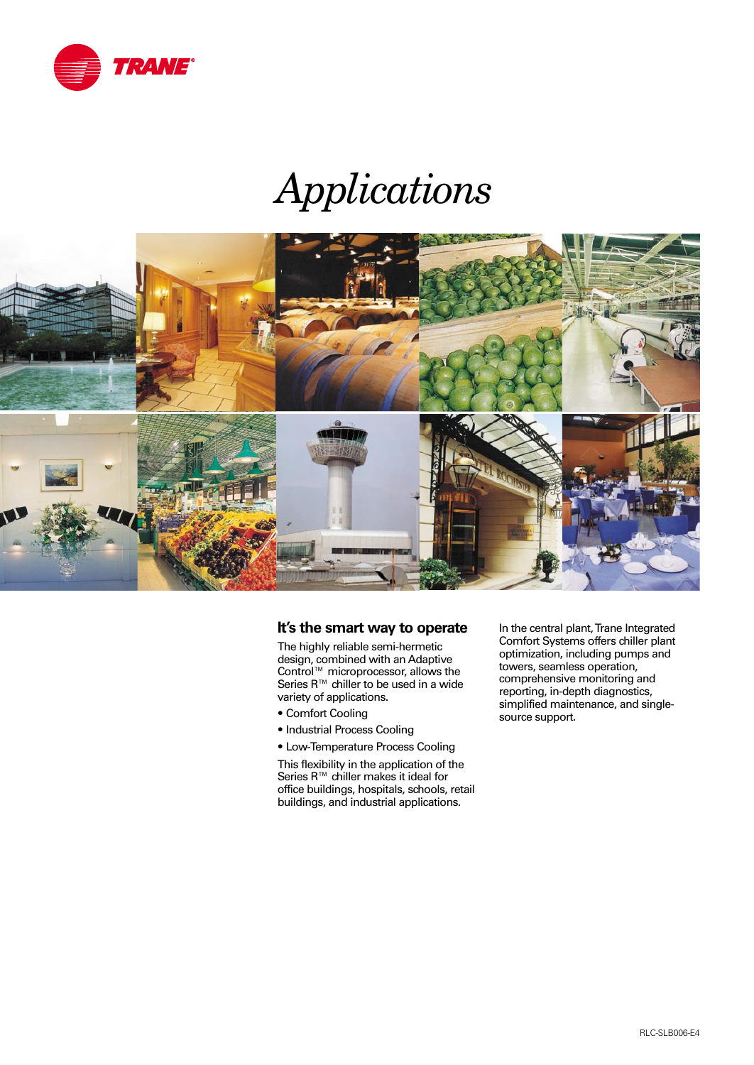# Applications

## It's the smart way to operate

The highly reliable semi-hermetic design, combined with an Adaptive Control™ microprocessor, allows the Series R™ chiller to be used in a wide variety of applications.

- Comfort Cooling
- Industrial Process Cooling
- Low-Temperature Process Cooling

This flexibility in the application of the Series R™ chiller makes it ideal for office buildings, hospitals, schools, retail buildings, and industrial applications.

In the central plant, Trane Integrated Comfort Systems offers chiller plant optimization, including pumps and towers, seamless operation, comprehensive monitoring and reporting, in-depth diagnostics, simplified maintenance, and single-source support.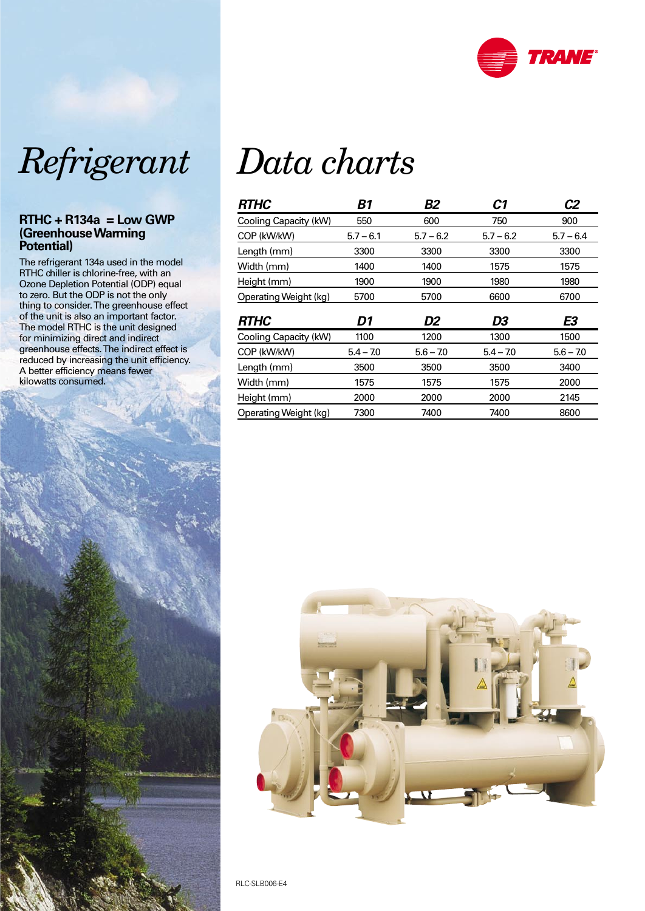# Refrigerant

### RTHC + R134a = Low GWP (Greenhouse Warming Potential)

The refrigerant 134a used in the model RTHC chiller is chlorine-free, with an Ozone Depletion Potential (ODP) equal to zero. But the ODP is not the only thing to consider. The greenhouse effect of the unit is also an important factor. The model RTHC is the unit designed for minimizing direct and indirect greenhouse effects. The indirect effect is reduced by increasing the unit efficiency. A better efficiency means fewer kilowatts consumed.

# Data charts

| *RTHC* | *B1* | *B2* | *C1* | *C2* |
|---|---|---|---|---|
| Cooling Capacity (kW) | 550 | 600 | 750 | 900 |
| COP (kW/kW) | 5.7 – 6.1 | 5.7 – 6.2 | 5.7 – 6.2 | 5.7 – 6.4 |
| Length (mm) | 3300 | 3300 | 3300 | 3300 |
| Width (mm) | 1400 | 1400 | 1575 | 1575 |
| Height (mm) | 1900 | 1900 | 1980 | 1980 |
| Operating Weight (kg) | 5700 | 5700 | 6600 | 6700 |

| *RTHC* | *D1* | *D2* | *D3* | *E3* |
|---|---|---|---|---|
| Cooling Capacity (kW) | 1100 | 1200 | 1300 | 1500 |
| COP (kW/kW) | 5.4 – 7.0 | 5.6 – 7.0 | 5.4 – 7.0 | 5.6 – 7.0 |
| Length (mm) | 3500 | 3500 | 3500 | 3400 |
| Width (mm) | 1575 | 1575 | 1575 | 2000 |
| Height (mm) | 2000 | 2000 | 2000 | 2145 |
| Operating Weight (kg) | 7300 | 7400 | 7400 | 8600 |

RLC-SLB006-E4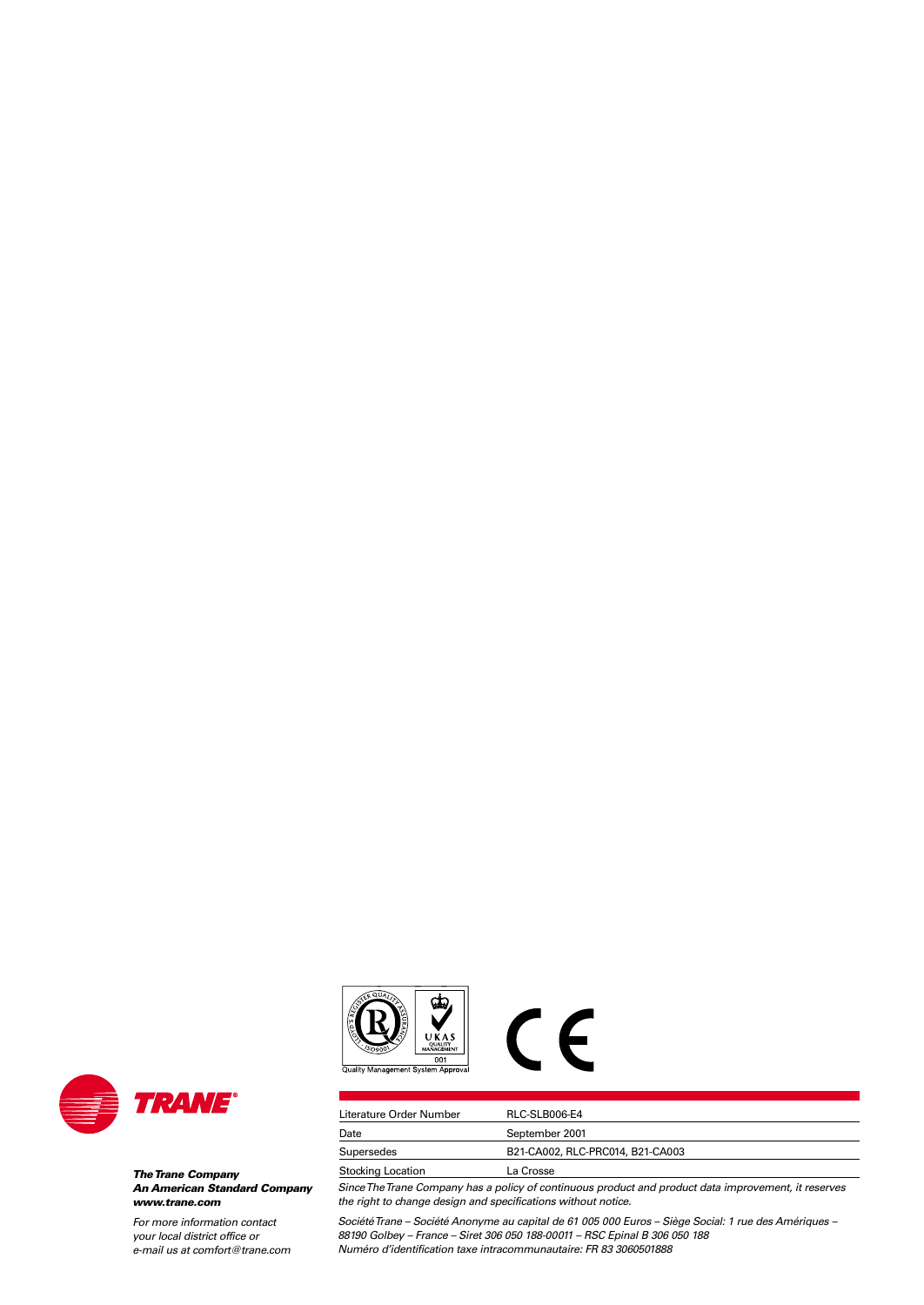Quality Management System Approval

**TRANE**

***The Trane Company***
***An American Standard Company***
***www.trane.com***

*For more information contact your local district office or e-mail us at comfort@trane.com*

| | |
|---|---|
| Literature Order Number | RLC-SLB006-E4 |
| Date | September 2001 |
| Supersedes | B21-CA002, RLC-PRC014, B21-CA003 |
| Stocking Location | La Crosse |

*Since The Trane Company has a policy of continuous product and product data improvement, it reserves the right to change design and specifications without notice.*

*Société Trane – Société Anonyme au capital de 61 005 000 Euros – Siège Social: 1 rue des Amériques – 88190 Golbey – France – Siret 306 050 188-00011 – RSC Epinal B 306 050 188*
*Numéro d'identification taxe intracommunautaire: FR 83 3060501888*